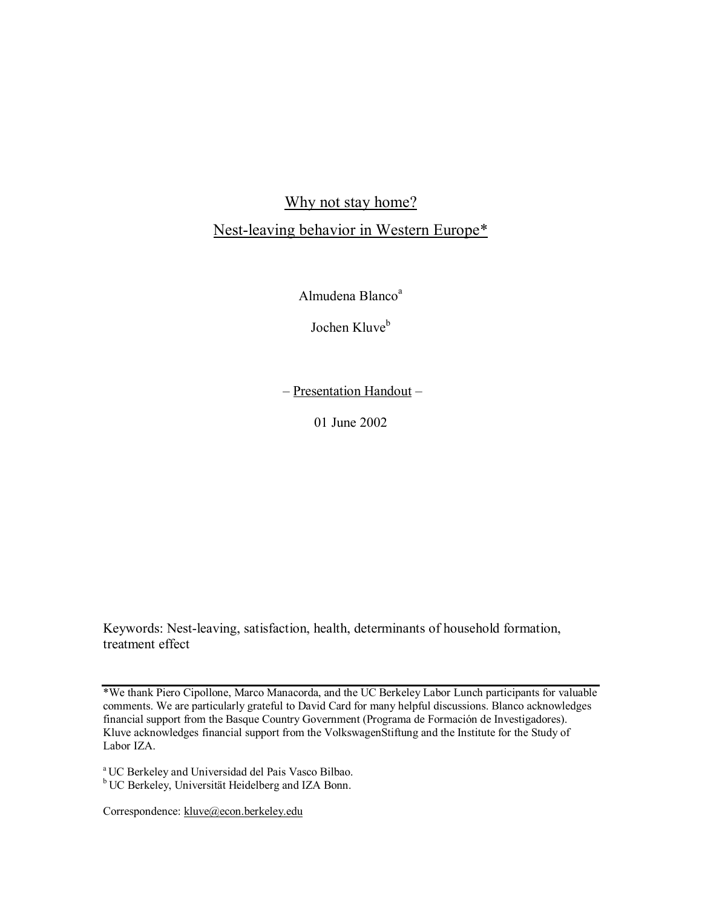# Why not stay home?

## Nest-leaving behavior in Western Europe*

Almudena Blanco[a]

Jochen Kluve[b]

– Presentation Handout –

01 June 2002

Keywords: Nest-leaving, satisfaction, health, determinants of household formation, treatment effect

---

*We thank Piero Cipollone, Marco Manacorda, and the UC Berkeley Labor Lunch participants for valuable comments. We are particularly grateful to David Card for many helpful discussions. Blanco acknowledges financial support from the Basque Country Government (Programa de Formación de Investigadores). Kluve acknowledges financial support from the VolkswagenStiftung and the Institute for the Study of Labor IZA.

[a] UC Berkeley and Universidad del Pais Vasco Bilbao.
[b] UC Berkeley, Universität Heidelberg and IZA Bonn.

Correspondence: kluve@econ.berkeley.edu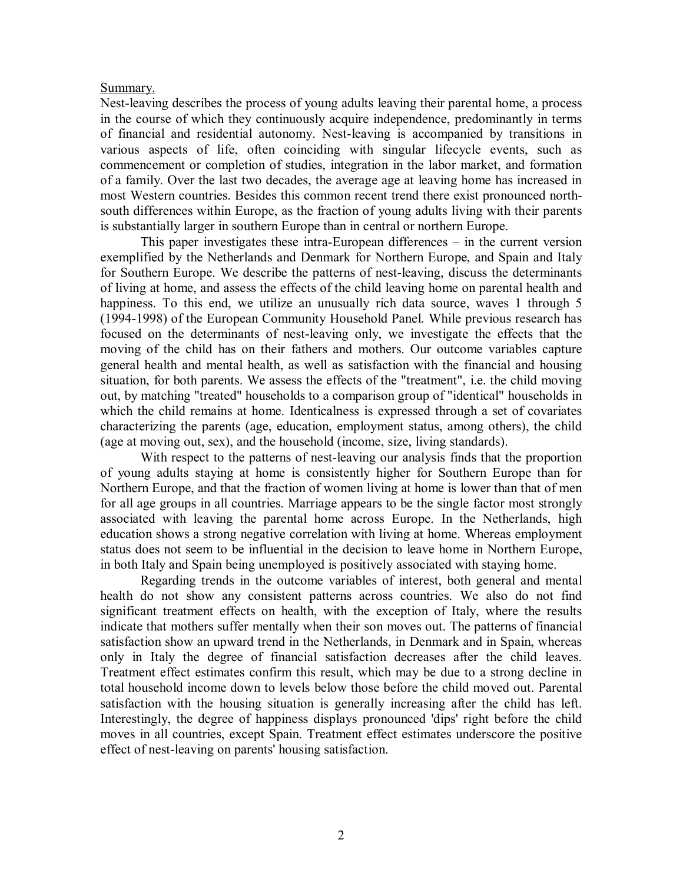Summary.

Nest-leaving describes the process of young adults leaving their parental home, a process in the course of which they continuously acquire independence, predominantly in terms of financial and residential autonomy. Nest-leaving is accompanied by transitions in various aspects of life, often coinciding with singular lifecycle events, such as commencement or completion of studies, integration in the labor market, and formation of a family. Over the last two decades, the average age at leaving home has increased in most Western countries. Besides this common recent trend there exist pronounced north-south differences within Europe, as the fraction of young adults living with their parents is substantially larger in southern Europe than in central or northern Europe.

This paper investigates these intra-European differences – in the current version exemplified by the Netherlands and Denmark for Northern Europe, and Spain and Italy for Southern Europe. We describe the patterns of nest-leaving, discuss the determinants of living at home, and assess the effects of the child leaving home on parental health and happiness. To this end, we utilize an unusually rich data source, waves 1 through 5 (1994-1998) of the European Community Household Panel. While previous research has focused on the determinants of nest-leaving only, we investigate the effects that the moving of the child has on their fathers and mothers. Our outcome variables capture general health and mental health, as well as satisfaction with the financial and housing situation, for both parents. We assess the effects of the "treatment", i.e. the child moving out, by matching "treated" households to a comparison group of "identical" households in which the child remains at home. Identicalness is expressed through a set of covariates characterizing the parents (age, education, employment status, among others), the child (age at moving out, sex), and the household (income, size, living standards).

With respect to the patterns of nest-leaving our analysis finds that the proportion of young adults staying at home is consistently higher for Southern Europe than for Northern Europe, and that the fraction of women living at home is lower than that of men for all age groups in all countries. Marriage appears to be the single factor most strongly associated with leaving the parental home across Europe. In the Netherlands, high education shows a strong negative correlation with living at home. Whereas employment status does not seem to be influential in the decision to leave home in Northern Europe, in both Italy and Spain being unemployed is positively associated with staying home.

Regarding trends in the outcome variables of interest, both general and mental health do not show any consistent patterns across countries. We also do not find significant treatment effects on health, with the exception of Italy, where the results indicate that mothers suffer mentally when their son moves out. The patterns of financial satisfaction show an upward trend in the Netherlands, in Denmark and in Spain, whereas only in Italy the degree of financial satisfaction decreases after the child leaves. Treatment effect estimates confirm this result, which may be due to a strong decline in total household income down to levels below those before the child moved out. Parental satisfaction with the housing situation is generally increasing after the child has left. Interestingly, the degree of happiness displays pronounced 'dips' right before the child moves in all countries, except Spain. Treatment effect estimates underscore the positive effect of nest-leaving on parents' housing satisfaction.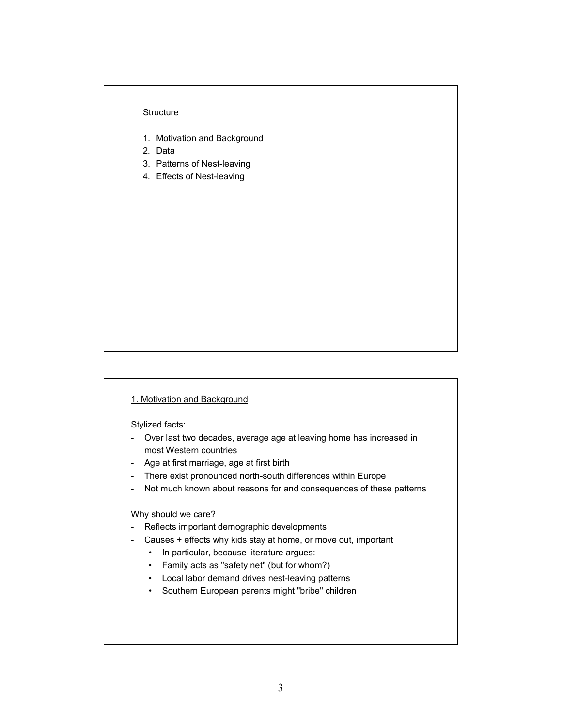## Structure

1. Motivation and Background
2. Data
3. Patterns of Nest-leaving
4. Effects of Nest-leaving

## 1. Motivation and Background

Stylized facts:

- Over last two decades, average age at leaving home has increased in most Western countries
- Age at first marriage, age at first birth
- There exist pronounced north-south differences within Europe
- Not much known about reasons for and consequences of these patterns

Why should we care?

- Reflects important demographic developments
- Causes + effects why kids stay at home, or move out, important
  - In particular, because literature argues:
  - Family acts as "safety net" (but for whom?)
  - Local labor demand drives nest-leaving patterns
  - Southern European parents might "bribe" children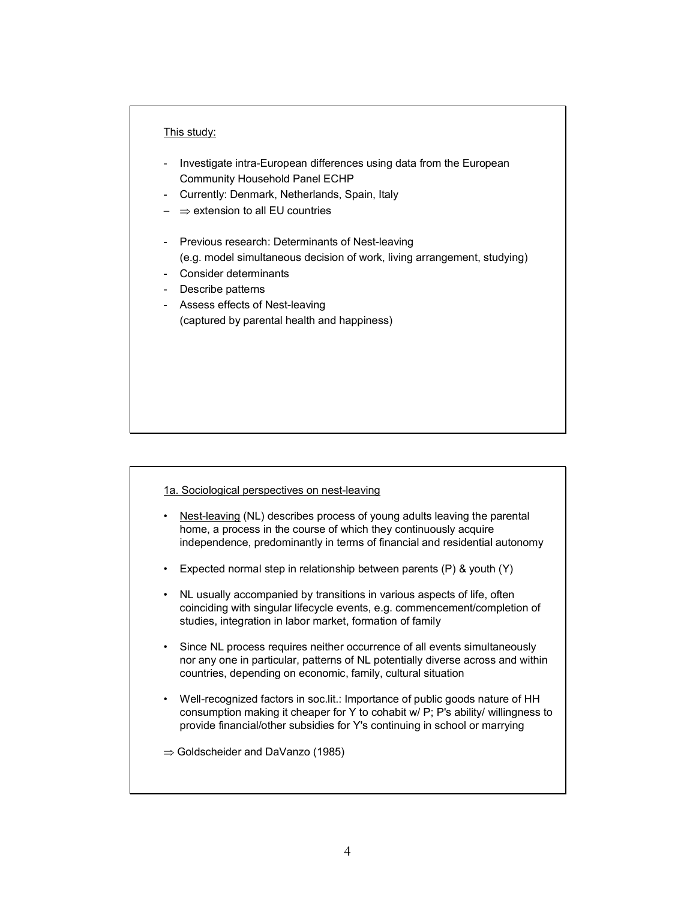This study:

- Investigate intra-European differences using data from the European Community Household Panel ECHP
- Currently: Denmark, Netherlands, Spain, Italy
- ⇒ extension to all EU countries

- Previous research: Determinants of Nest-leaving
  (e.g. model simultaneous decision of work, living arrangement, studying)
- Consider determinants
- Describe patterns
- Assess effects of Nest-leaving
  (captured by parental health and happiness)

1a. Sociological perspectives on nest-leaving

- Nest-leaving (NL) describes process of young adults leaving the parental home, a process in the course of which they continuously acquire independence, predominantly in terms of financial and residential autonomy

- Expected normal step in relationship between parents (P) & youth (Y)

- NL usually accompanied by transitions in various aspects of life, often coinciding with singular lifecycle events, e.g. commencement/completion of studies, integration in labor market, formation of family

- Since NL process requires neither occurrence of all events simultaneously nor any one in particular, patterns of NL potentially diverse across and within countries, depending on economic, family, cultural situation

- Well-recognized factors in soc.lit.: Importance of public goods nature of HH consumption making it cheaper for Y to cohabit w/ P; P's ability/ willingness to provide financial/other subsidies for Y's continuing in school or marrying

⇒ Goldscheider and DaVanzo (1985)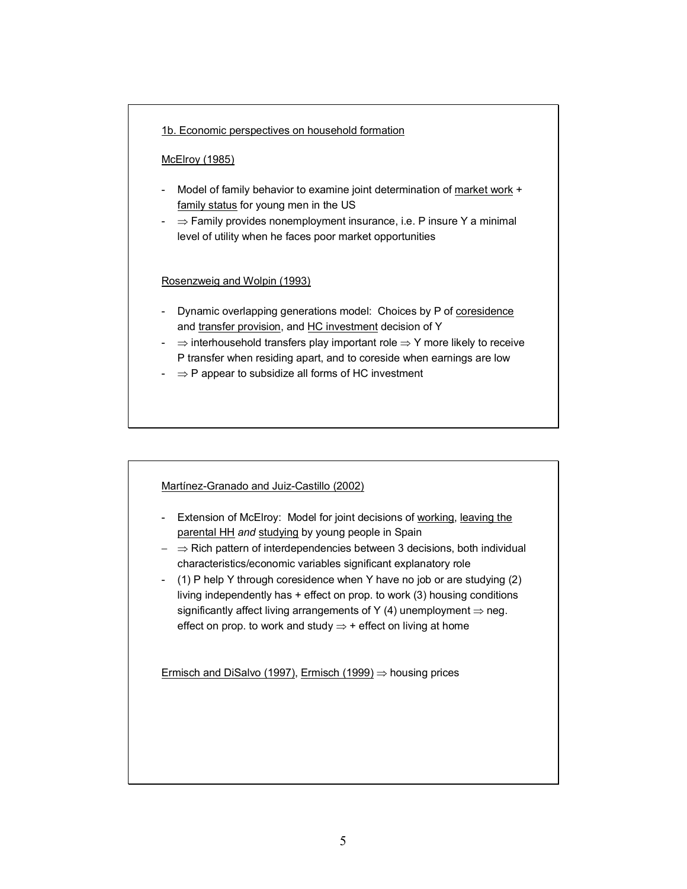1b. Economic perspectives on household formation

McElroy (1985)

- Model of family behavior to examine joint determination of market work + family status for young men in the US
- $\Rightarrow$ Family provides nonemployment insurance, i.e. P insure Y a minimal level of utility when he faces poor market opportunities

Rosenzweig and Wolpin (1993)

- Dynamic overlapping generations model: Choices by P of coresidence and transfer provision, and HC investment decision of Y
- $\Rightarrow$ interhousehold transfers play important role $\Rightarrow$ Y more likely to receive P transfer when residing apart, and to coreside when earnings are low
- $\Rightarrow$ P appear to subsidize all forms of HC investment

Martínez-Granado and Juiz-Castillo (2002)

- Extension of McElroy: Model for joint decisions of working, leaving the parental HH *and* studying by young people in Spain
- $\Rightarrow$ Rich pattern of interdependencies between 3 decisions, both individual characteristics/economic variables significant explanatory role
- (1) P help Y through coresidence when Y have no job or are studying (2) living independently has + effect on prop. to work (3) housing conditions significantly affect living arrangements of Y (4) unemployment $\Rightarrow$ neg. effect on prop. to work and study $\Rightarrow$ + effect on living at home

Ermisch and DiSalvo (1997), Ermisch (1999) $\Rightarrow$ housing prices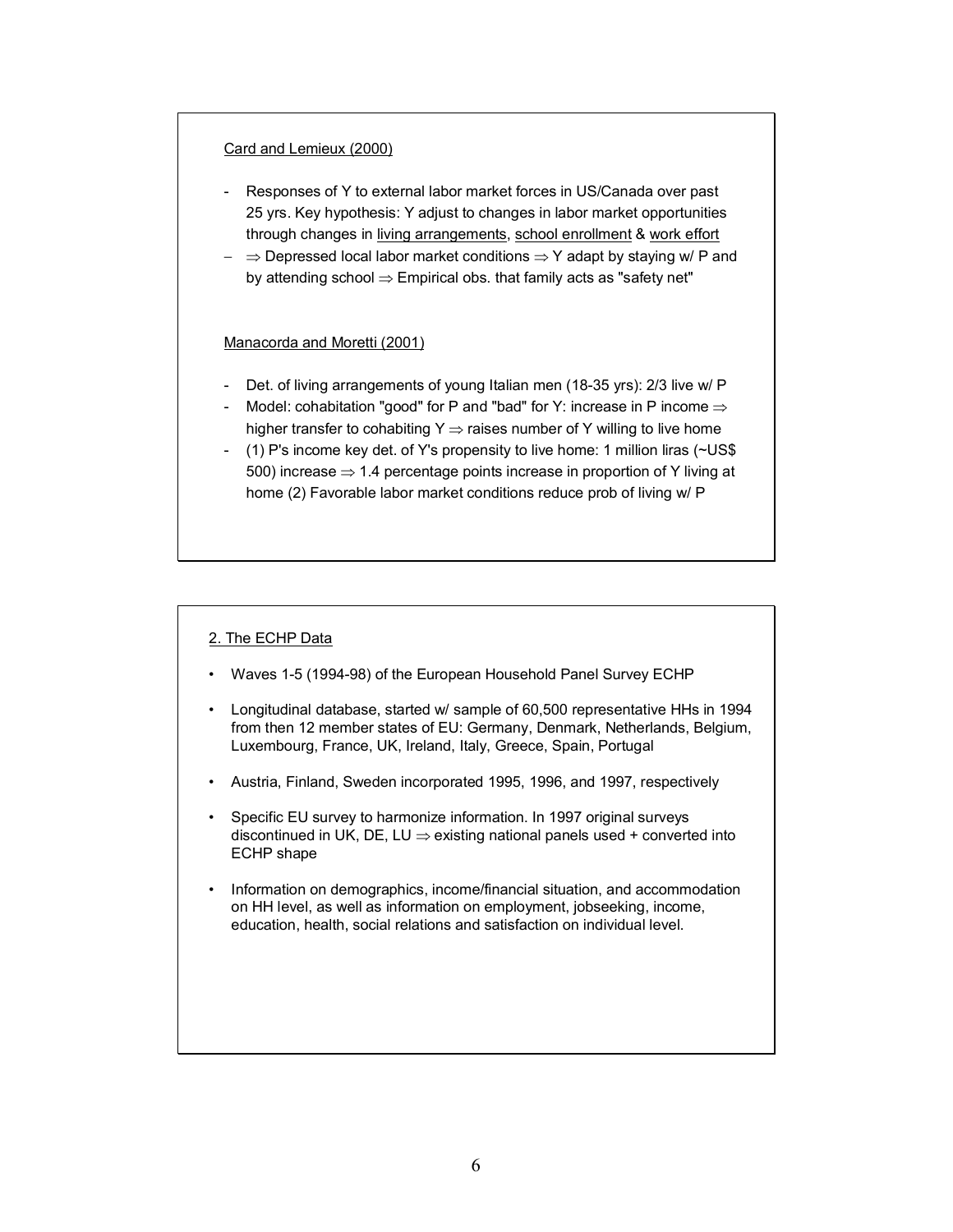Card and Lemieux (2000)

- Responses of Y to external labor market forces in US/Canada over past 25 yrs. Key hypothesis: Y adjust to changes in labor market opportunities through changes in living arrangements, school enrollment & work effort
- ⇒ Depressed local labor market conditions ⇒ Y adapt by staying w/ P and by attending school ⇒ Empirical obs. that family acts as "safety net"

Manacorda and Moretti (2001)

- Det. of living arrangements of young Italian men (18-35 yrs): 2/3 live w/ P
- Model: cohabitation "good" for P and "bad" for Y: increase in P income ⇒ higher transfer to cohabiting Y ⇒ raises number of Y willing to live home
- (1) P's income key det. of Y's propensity to live home: 1 million liras (~US$ 500) increase ⇒ 1.4 percentage points increase in proportion of Y living at home (2) Favorable labor market conditions reduce prob of living w/ P

2. The ECHP Data

- Waves 1-5 (1994-98) of the European Household Panel Survey ECHP
- Longitudinal database, started w/ sample of 60,500 representative HHs in 1994 from then 12 member states of EU: Germany, Denmark, Netherlands, Belgium, Luxembourg, France, UK, Ireland, Italy, Greece, Spain, Portugal
- Austria, Finland, Sweden incorporated 1995, 1996, and 1997, respectively
- Specific EU survey to harmonize information. In 1997 original surveys discontinued in UK, DE, LU ⇒ existing national panels used + converted into ECHP shape
- Information on demographics, income/financial situation, and accommodation on HH level, as well as information on employment, jobseeking, income, education, health, social relations and satisfaction on individual level.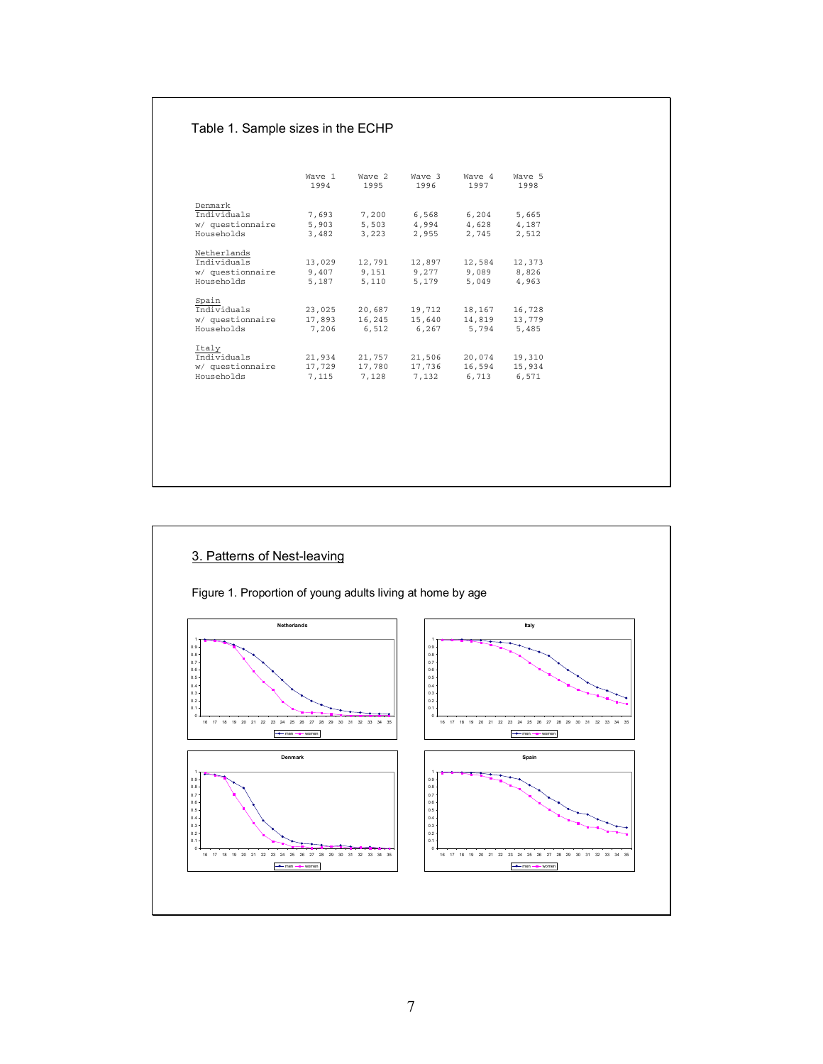Table 1. Sample sizes in the ECHP

| | Wave 1 1994 | Wave 2 1995 | Wave 3 1996 | Wave 4 1997 | Wave 5 1998 |
|---|---|---|---|---|---|
| Denmark | | | | | |
| Individuals | 7,693 | 7,200 | 6,568 | 6,204 | 5,665 |
| w/ questionnaire | 5,903 | 5,503 | 4,994 | 4,628 | 4,187 |
| Households | 3,482 | 3,223 | 2,955 | 2,745 | 2,512 |
| Netherlands | | | | | |
| Individuals | 13,029 | 12,791 | 12,897 | 12,584 | 12,373 |
| w/ questionnaire | 9,407 | 9,151 | 9,277 | 9,089 | 8,826 |
| Households | 5,187 | 5,110 | 5,179 | 5,049 | 4,963 |
| Spain | | | | | |
| Individuals | 23,025 | 20,687 | 19,712 | 18,167 | 16,728 |
| w/ questionnaire | 17,893 | 16,245 | 15,640 | 14,819 | 13,779 |
| Households | 7,206 | 6,512 | 6,267 | 5,794 | 5,485 |
| Italy | | | | | |
| Individuals | 21,934 | 21,757 | 21,506 | 20,074 | 19,310 |
| w/ questionnaire | 17,729 | 17,780 | 17,736 | 16,594 | 15,934 |
| Households | 7,115 | 7,128 | 7,132 | 6,713 | 6,571 |

## 3. Patterns of Nest-leaving

Figure 1. Proportion of young adults living at home by age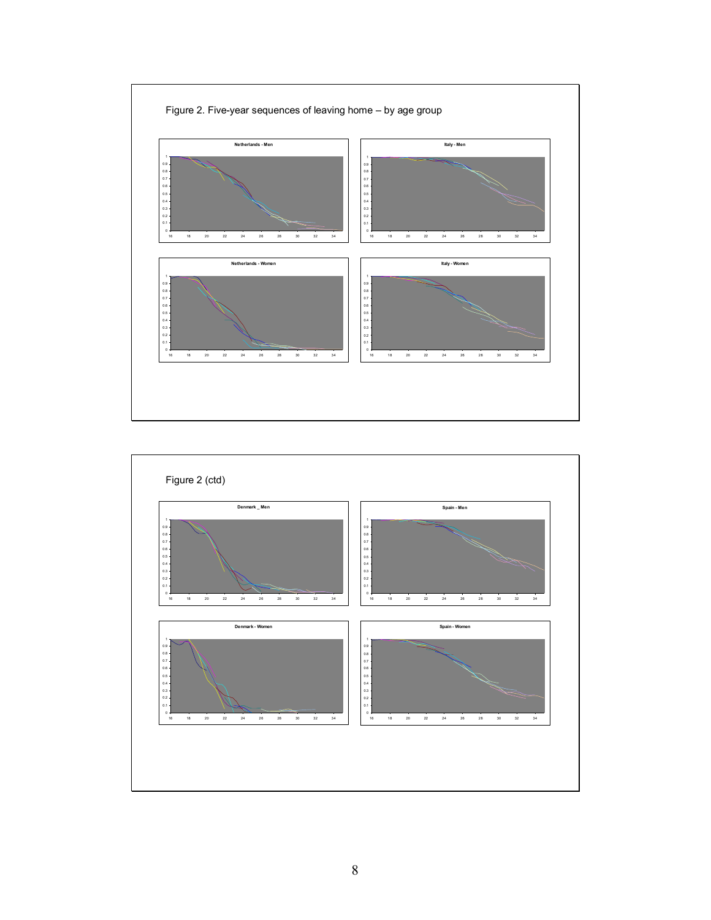Figure 2. Five-year sequences of leaving home – by age group

Figure 2 (ctd)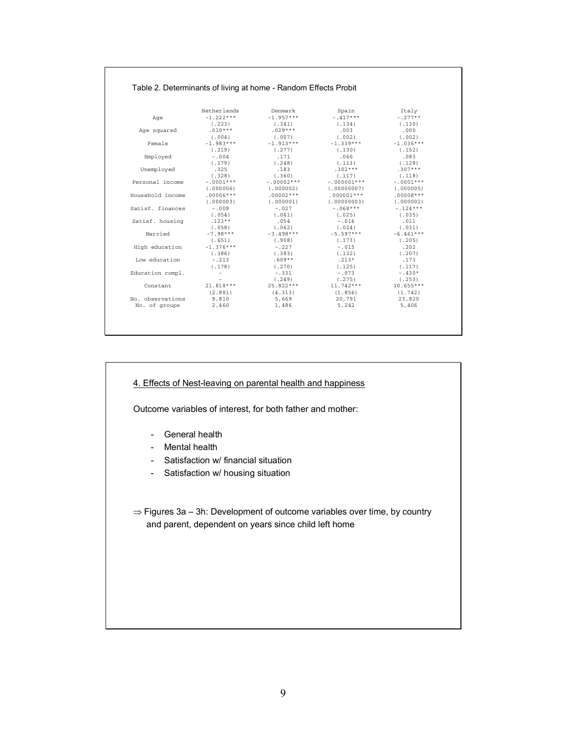Table 2. Determinants of living at home - Random Effects Probit

| | Netherlands | Denmark | Spain | Italy |
|---|---|---|---|---|
| Age | -1.222*** | -1.957*** | -.417*** | -.277** |
| | (.223) | (.341) | (.134) | (.130) |
| Age squared | .010*** | .029*** | .003 | .000 |
| | (.004) | (.007) | (.002) | (.002) |
| Female | -1.983*** | -1.913*** | -1.339*** | -1.036*** |
| | (.219) | (.277) | (.130) | (.152) |
| Employed | -.004 | .171 | .066 | .083 |
| | (.179) | (.248) | (.113) | (.128) |
| Unemployed | .325 | .183 | .302*** | .307*** |
| | (.328) | (.360) | (.117) | (.118) |
| Personal income | -.0001*** | -.00002*** | -.000001*** | -.0001*** |
| | (.000006) | (.000002) | (.00000007) | (.000005) |
| Household income | .00006*** | .00002*** | .000001*** | .00008*** |
| | (.000003) | (.000001) | (.00000003) | (.000002) |
| Satisf. finances | -.009 | -.027 | -.068*** | -.124*** |
| | (.054) | (.061) | (.025) | (.035) |
| Satisf. housing | .123** | .054 | -.016 | .011 |
| | (.058) | (.062) | (.024) | (.031) |
| Married | -7.98*** | -3.498*** | -5.597*** | -6.461*** |
| | (.651) | (.908) | (.173) | (.205) |
| High education | -1.376*** | -.227 | -.015 | .202 |
| | (.386) | (.383) | (.132) | (.207) |
| Low education | -.213 | .609** | .213* | .173 |
| | (.178) | (.270) | (.125) | (.117) |
| Education compl. | - | -.331 | -.073 | -.430* |
| | - | (.249) | (.275) | (.253) |
| Constant | 21.818*** | 25.822*** | 11.742*** | 10.655*** |
| | (2.881) | (4.313) | (1.856) | (1.742) |
| No. observations | 9,810 | 5,669 | 20,791 | 23,820 |
| No. of groups | 2,460 | 1,486 | 5,242 | 5,406 |

## 4. Effects of Nest-leaving on parental health and happiness

Outcome variables of interest, for both father and mother:

- General health
- Mental health
- Satisfaction w/ financial situation
- Satisfaction w/ housing situation

$\Rightarrow$ Figures 3a – 3h: Development of outcome variables over time, by country and parent, dependent on years since child left home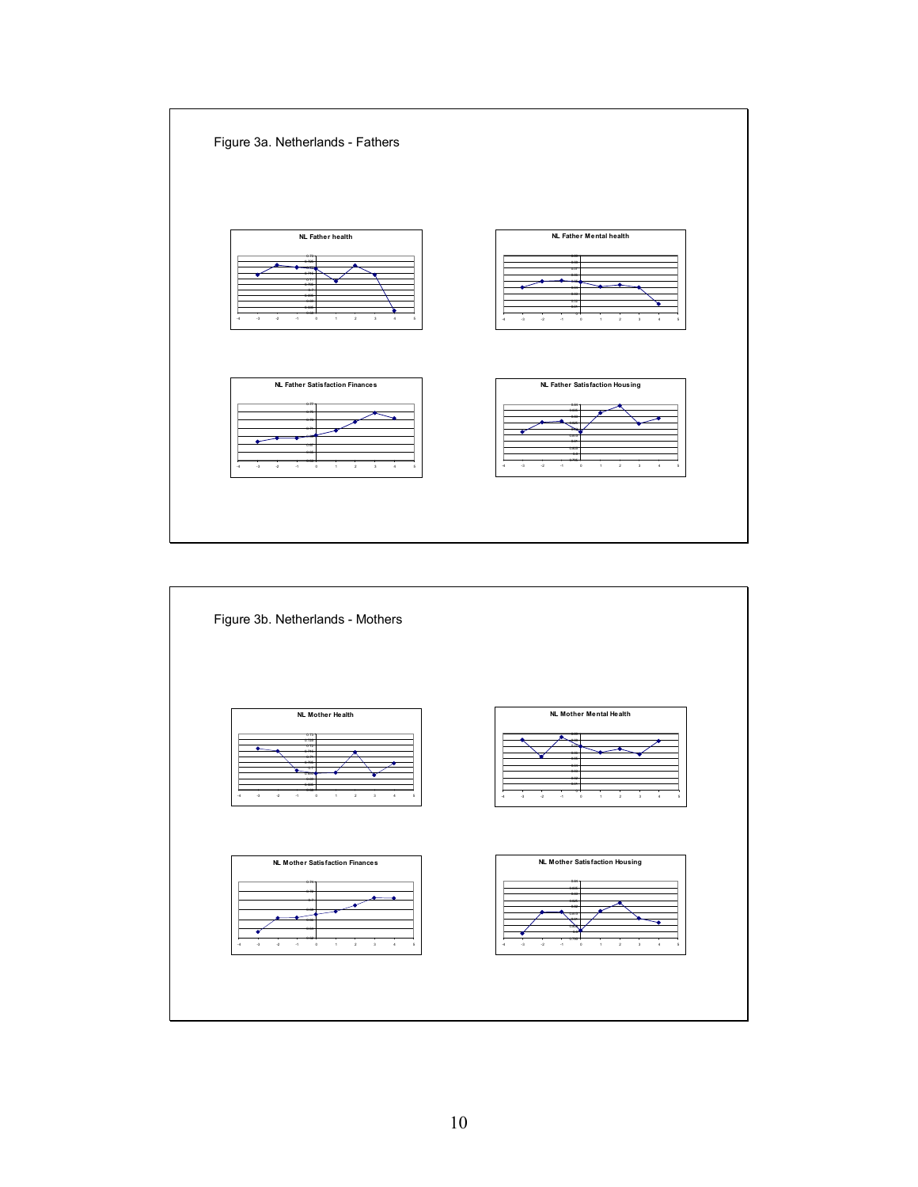Figure 3a. Netherlands - Fathers

NL Father health

NL Father Mental health

NL Father Satisfaction Finances

NL Father Satisfaction Housing

Figure 3b. Netherlands - Mothers

NL Mother Health

NL Mother Mental Health

NL Mother Satisfaction Finances

NL Mother Satisfaction Housing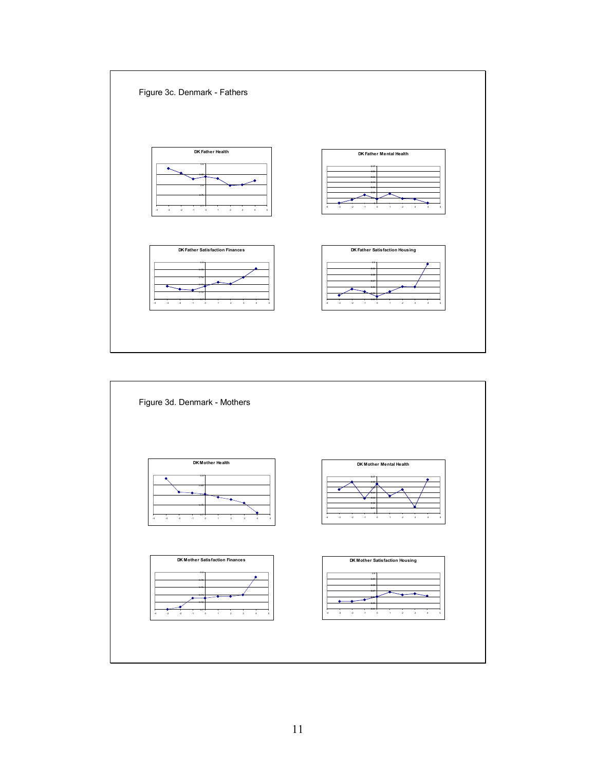Figure 3c. Denmark - Fathers

DK Father Health

DK Father Mental Health

DK Father Satisfaction Finances

DK Father Satisfaction Housing

Figure 3d. Denmark - Mothers

DK Mother Health

DK Mother Mental Health

DK Mother Satisfaction Finances

DK Mother Satisfaction Housing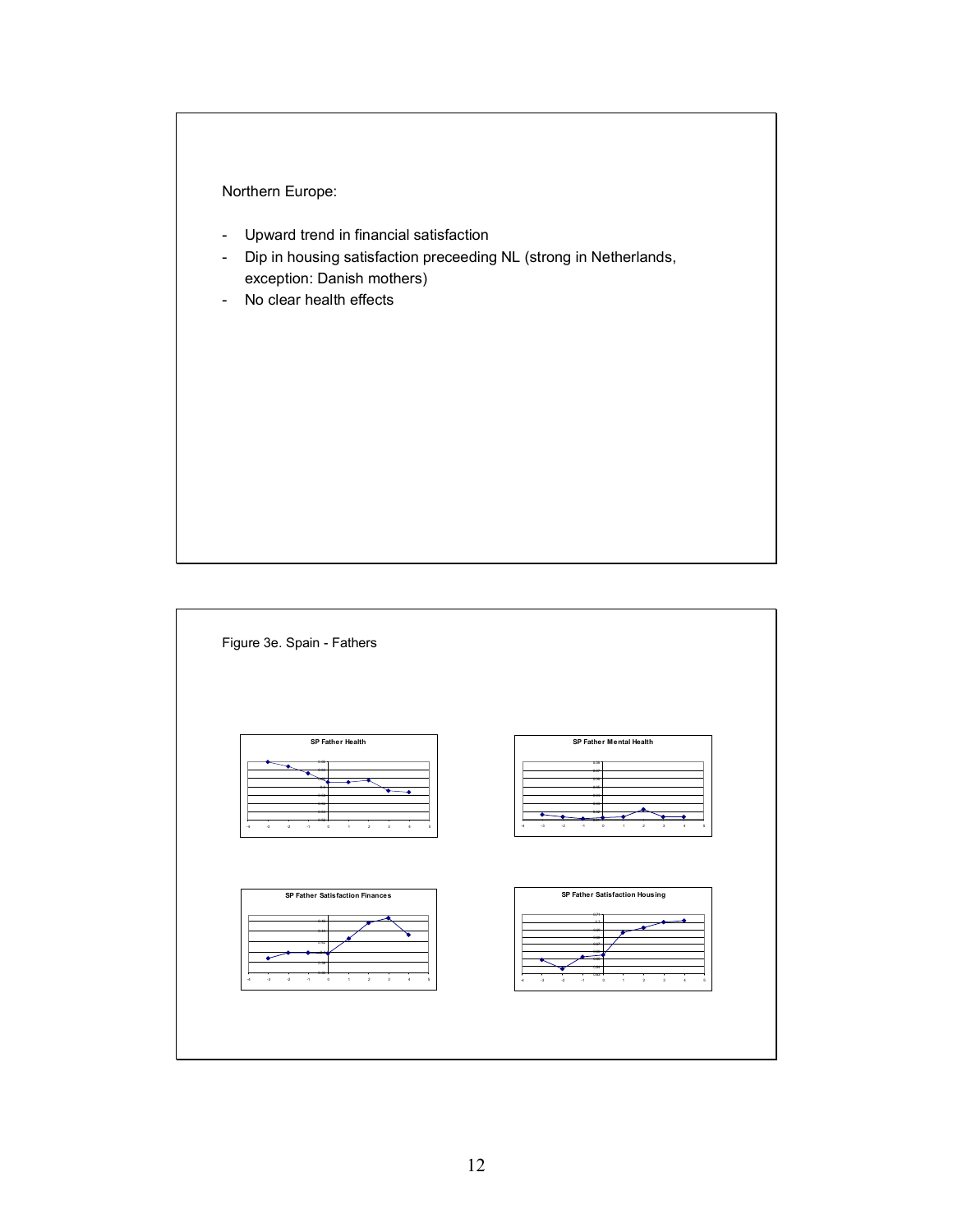Northern Europe:

- Upward trend in financial satisfaction
- Dip in housing satisfaction preceeding NL (strong in Netherlands, exception: Danish mothers)
- No clear health effects

Figure 3e. Spain - Fathers

SP Father Health

SP Father Mental Health

SP Father Satisfaction Finances

SP Father Satisfaction Housing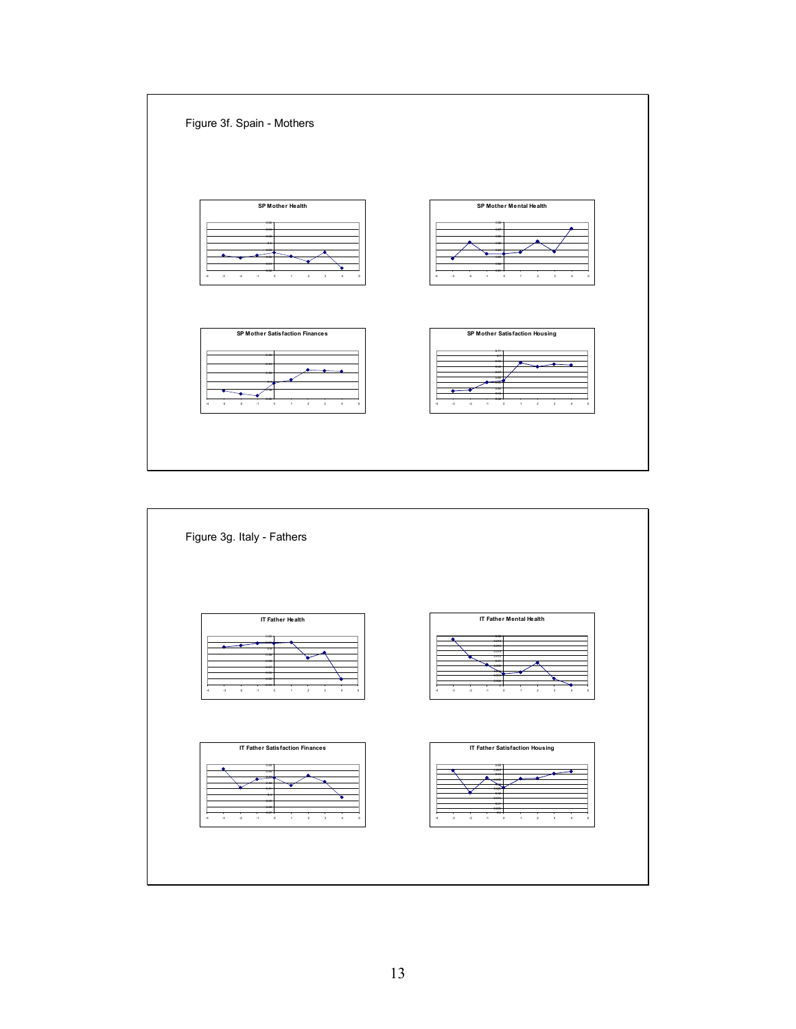Figure 3f. Spain - Mothers

SP Mother Health

SP Mother Mental Health

SP Mother Satisfaction Finances

SP Mother Satisfaction Housing

Figure 3g. Italy - Fathers

IT Father Health

IT Father Mental Health

IT Father Satisfaction Finances

IT Father Satisfaction Housing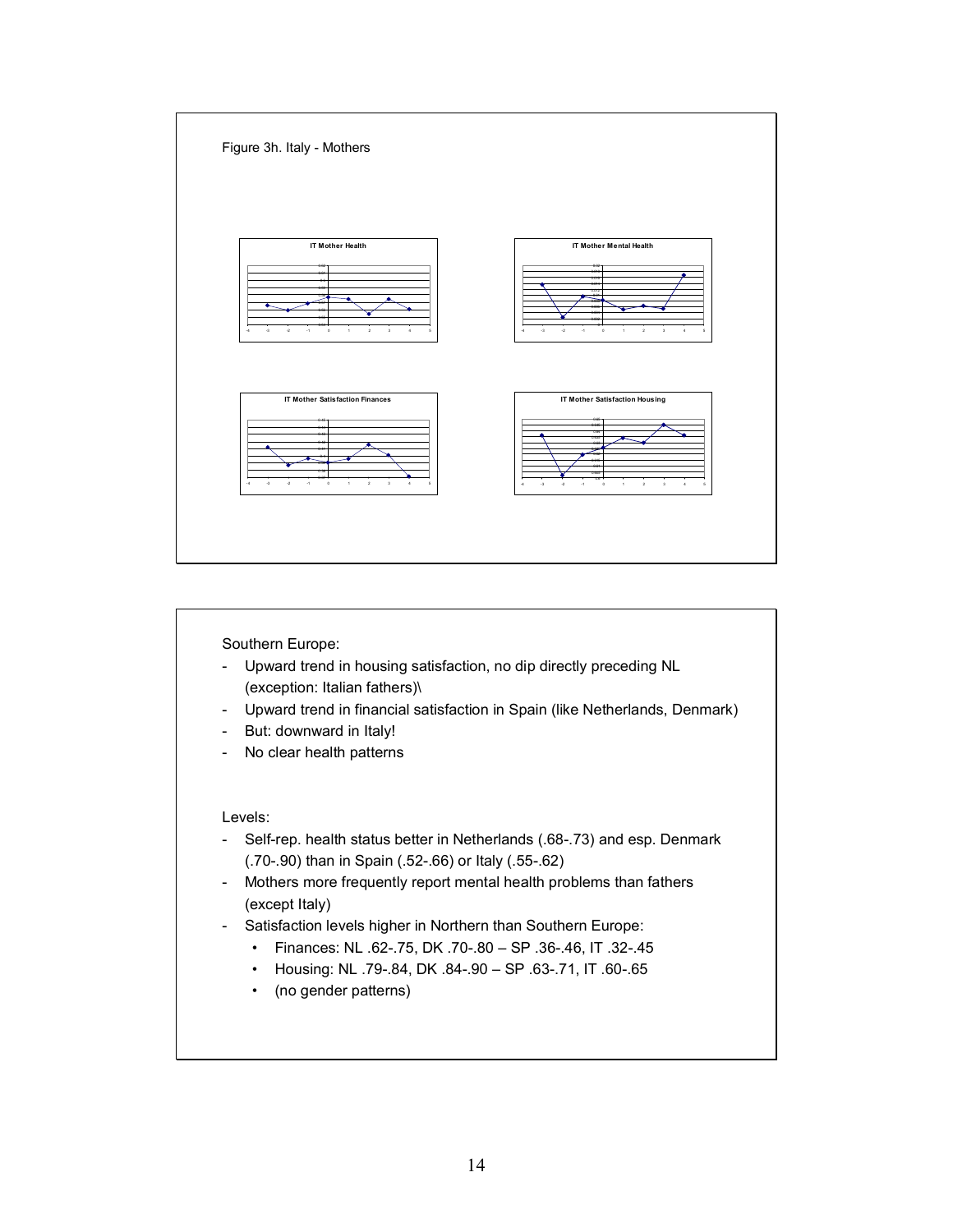Figure 3h. Italy - Mothers

IT Mother Health

IT Mother Mental Health

IT Mother Satisfaction Finances

IT Mother Satisfaction Housing

Southern Europe:

- Upward trend in housing satisfaction, no dip directly preceding NL (exception: Italian fathers)\
- Upward trend in financial satisfaction in Spain (like Netherlands, Denmark)
- But: downward in Italy!
- No clear health patterns

Levels:

- Self-rep. health status better in Netherlands (.68-.73) and esp. Denmark (.70-.90) than in Spain (.52-.66) or Italy (.55-.62)
- Mothers more frequently report mental health problems than fathers (except Italy)
- Satisfaction levels higher in Northern than Southern Europe:
    - Finances: NL .62-.75, DK .70-.80 – SP .36-.46, IT .32-.45
    - Housing: NL .79-.84, DK .84-.90 – SP .63-.71, IT .60-.65
    - (no gender patterns)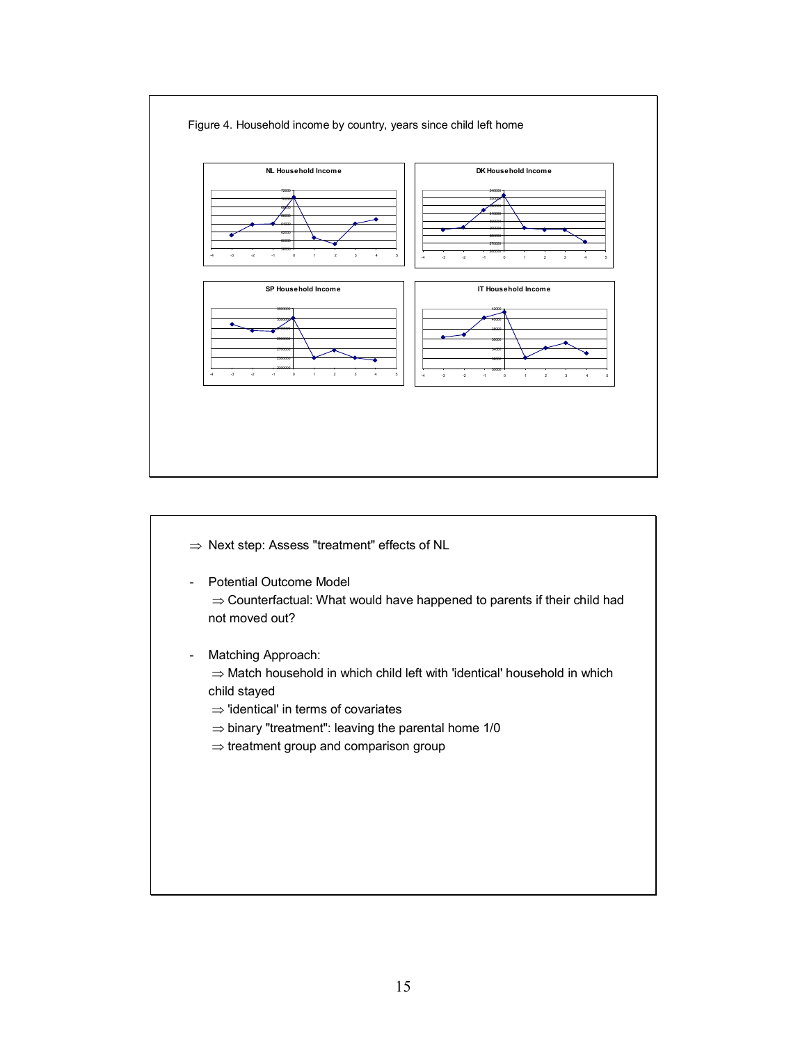Figure 4. Household income by country, years since child left home

- ⇒ Next step: Assess "treatment" effects of NL

- Potential Outcome Model
  ⇒ Counterfactual: What would have happened to parents if their child had not moved out?

- Matching Approach:
  ⇒ Match household in which child left with 'identical' household in which child stayed
  ⇒ 'identical' in terms of covariates
  ⇒ binary "treatment": leaving the parental home 1/0
  ⇒ treatment group and comparison group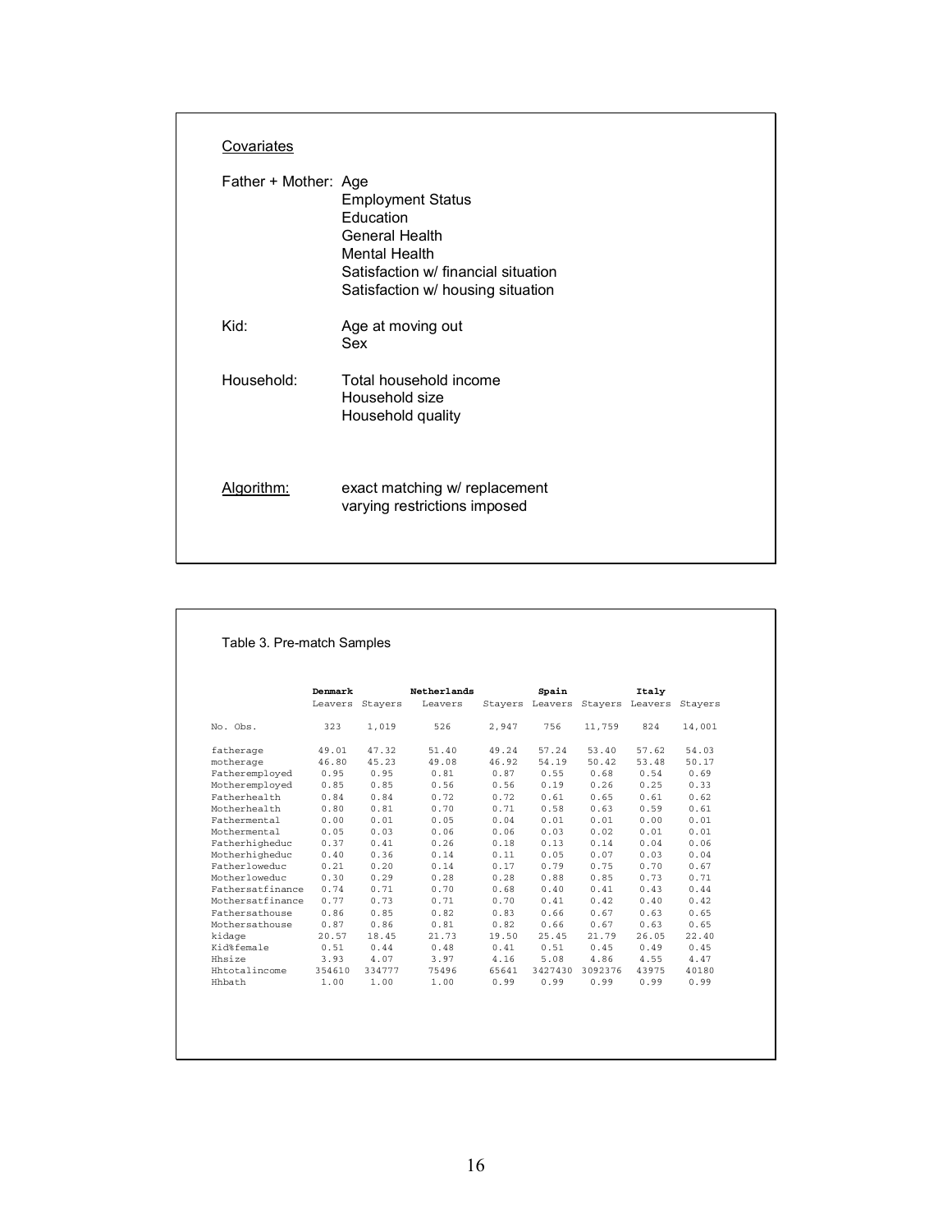Covariates

Father + Mother: Age
- Employment Status
- Education
- General Health
- Mental Health
- Satisfaction w/ financial situation
- Satisfaction w/ housing situation

Kid:
- Age at moving out
- Sex

Household:
- Total household income
- Household size
- Household quality

Algorithm:
- exact matching w/ replacement
- varying restrictions imposed

Table 3. Pre-match Samples

| | Denmark | | Netherlands | | Spain | | Italy | |
|---|---|---|---|---|---|---|---|---|
| | Leavers | Stayers | Leavers | Stayers | Leavers | Stayers | Leavers | Stayers |
| No. Obs. | 323 | 1,019 | 526 | 2,947 | 756 | 11,759 | 824 | 14,001 |
| fatherage | 49.01 | 47.32 | 51.40 | 49.24 | 57.24 | 53.40 | 57.62 | 54.03 |
| motherage | 46.80 | 45.23 | 49.08 | 46.92 | 54.19 | 50.42 | 53.48 | 50.17 |
| Fatheremployed | 0.95 | 0.95 | 0.81 | 0.87 | 0.55 | 0.68 | 0.54 | 0.69 |
| Motheremployed | 0.85 | 0.85 | 0.56 | 0.56 | 0.19 | 0.26 | 0.25 | 0.33 |
| Fatherhealth | 0.84 | 0.84 | 0.72 | 0.72 | 0.61 | 0.65 | 0.61 | 0.62 |
| Motherhealth | 0.80 | 0.81 | 0.70 | 0.71 | 0.58 | 0.63 | 0.59 | 0.61 |
| Fathermental | 0.00 | 0.01 | 0.05 | 0.04 | 0.01 | 0.01 | 0.00 | 0.01 |
| Mothermental | 0.05 | 0.03 | 0.06 | 0.06 | 0.03 | 0.02 | 0.01 | 0.01 |
| Fatherhigheduc | 0.37 | 0.41 | 0.26 | 0.18 | 0.13 | 0.14 | 0.04 | 0.06 |
| Motherhigheduc | 0.40 | 0.36 | 0.14 | 0.11 | 0.05 | 0.07 | 0.03 | 0.04 |
| Fatherloweduc | 0.21 | 0.20 | 0.14 | 0.17 | 0.79 | 0.75 | 0.70 | 0.67 |
| Motherloweduc | 0.30 | 0.29 | 0.28 | 0.28 | 0.88 | 0.85 | 0.73 | 0.71 |
| Fathersatfinance | 0.74 | 0.71 | 0.70 | 0.68 | 0.40 | 0.41 | 0.43 | 0.44 |
| Mothersatfinance | 0.77 | 0.73 | 0.71 | 0.70 | 0.41 | 0.42 | 0.40 | 0.42 |
| Fathersathouse | 0.86 | 0.85 | 0.82 | 0.83 | 0.66 | 0.67 | 0.63 | 0.65 |
| Mothersathouse | 0.87 | 0.86 | 0.81 | 0.82 | 0.66 | 0.67 | 0.63 | 0.65 |
| kidage | 20.57 | 18.45 | 21.73 | 19.50 | 25.45 | 21.79 | 26.05 | 22.40 |
| Kid%female | 0.51 | 0.44 | 0.48 | 0.41 | 0.51 | 0.45 | 0.49 | 0.45 |
| Hhsize | 3.93 | 4.07 | 3.97 | 4.16 | 5.08 | 4.86 | 4.55 | 4.47 |
| Hhtotalincome | 354610 | 334777 | 75496 | 65641 | 3427430 | 3092376 | 43975 | 40180 |
| Hhbath | 1.00 | 1.00 | 1.00 | 0.99 | 0.99 | 0.99 | 0.99 | 0.99 |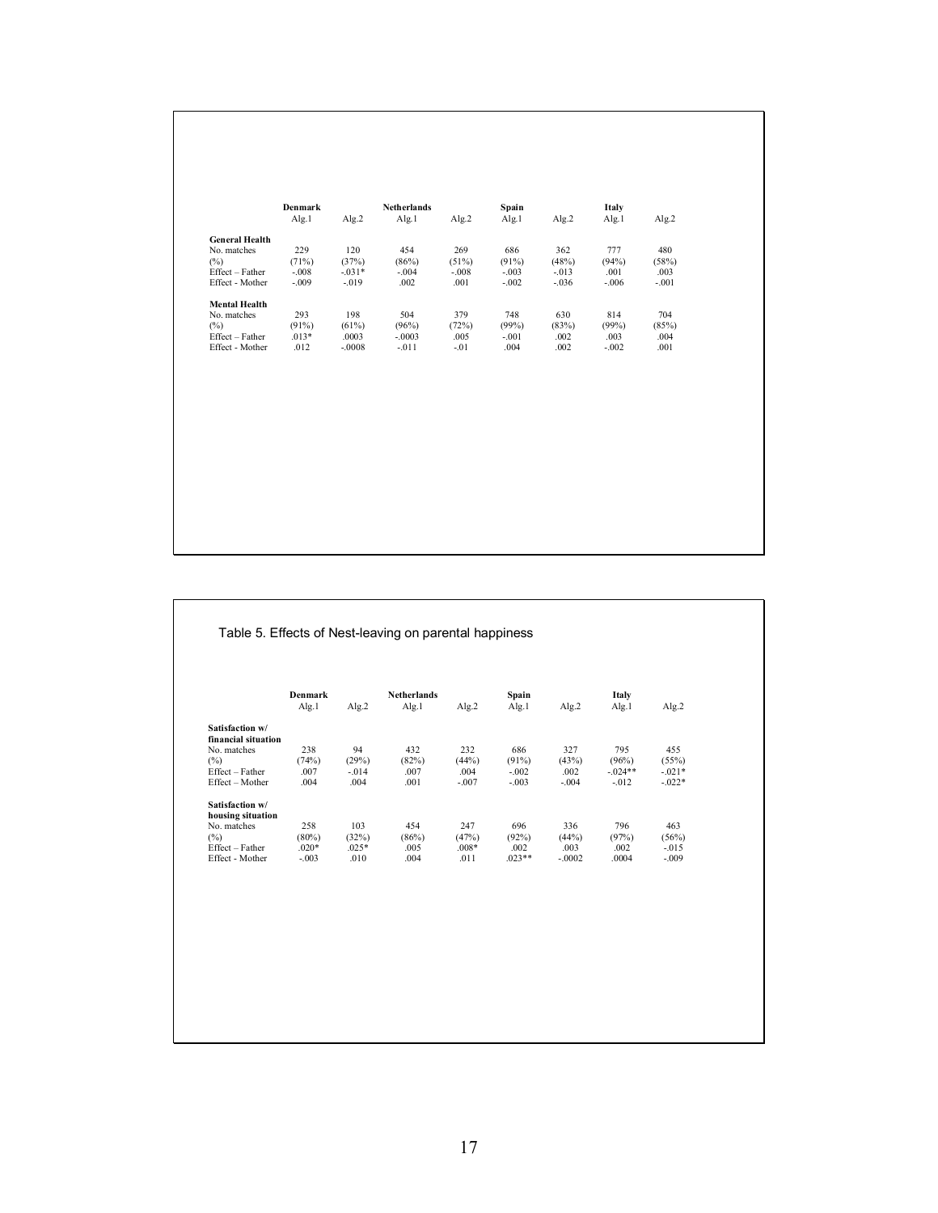| | Denmark | | Netherlands | | Spain | | Italy | |
|---|---|---|---|---|---|---|---|---|
| | Alg.1 | Alg.2 | Alg.1 | Alg.2 | Alg.1 | Alg.2 | Alg.1 | Alg.2 |
| **General Health** | | | | | | | | |
| No. matches | 229 | 120 | 454 | 269 | 686 | 362 | 777 | 480 |
| (%) | (71%) | (37%) | (86%) | (51%) | (91%) | (48%) | (94%) | (58%) |
| Effect – Father | -.008 | -.031* | -.004 | -.008 | -.003 | -.013 | .001 | .003 |
| Effect - Mother | -.009 | -.019 | .002 | .001 | -.002 | -.036 | -.006 | -.001 |
| **Mental Health** | | | | | | | | |
| No. matches | 293 | 198 | 504 | 379 | 748 | 630 | 814 | 704 |
| (%) | (91%) | (61%) | (96%) | (72%) | (99%) | (83%) | (99%) | (85%) |
| Effect – Father | .013* | .0003 | -.0003 | .005 | -.001 | .002 | .003 | .004 |
| Effect - Mother | .012 | -.0008 | -.011 | -.01 | .004 | .002 | -.002 | .001 |

Table 5. Effects of Nest-leaving on parental happiness

| | Denmark | | Netherlands | | Spain | | Italy | |
|---|---|---|---|---|---|---|---|---|
| | Alg.1 | Alg.2 | Alg.1 | Alg.2 | Alg.1 | Alg.2 | Alg.1 | Alg.2 |
| **Satisfaction w/ financial situation** | | | | | | | | |
| No. matches | 238 | 94 | 432 | 232 | 686 | 327 | 795 | 455 |
| (%) | (74%) | (29%) | (82%) | (44%) | (91%) | (43%) | (96%) | (55%) |
| Effect – Father | .007 | -.014 | .007 | .004 | -.002 | .002 | -.024** | -.021* |
| Effect – Mother | .004 | .004 | .001 | -.007 | -.003 | -.004 | -.012 | -.022* |
| **Satisfaction w/ housing situation** | | | | | | | | |
| No. matches | 258 | 103 | 454 | 247 | 696 | 336 | 796 | 463 |
| (%) | (80%) | (32%) | (86%) | (47%) | (92%) | (44%) | (97%) | (56%) |
| Effect – Father | .020* | .025* | .005 | .008* | .002 | .003 | .002 | -.015 |
| Effect - Mother | -.003 | .010 | .004 | .011 | .023** | -.0002 | .0004 | -.009 |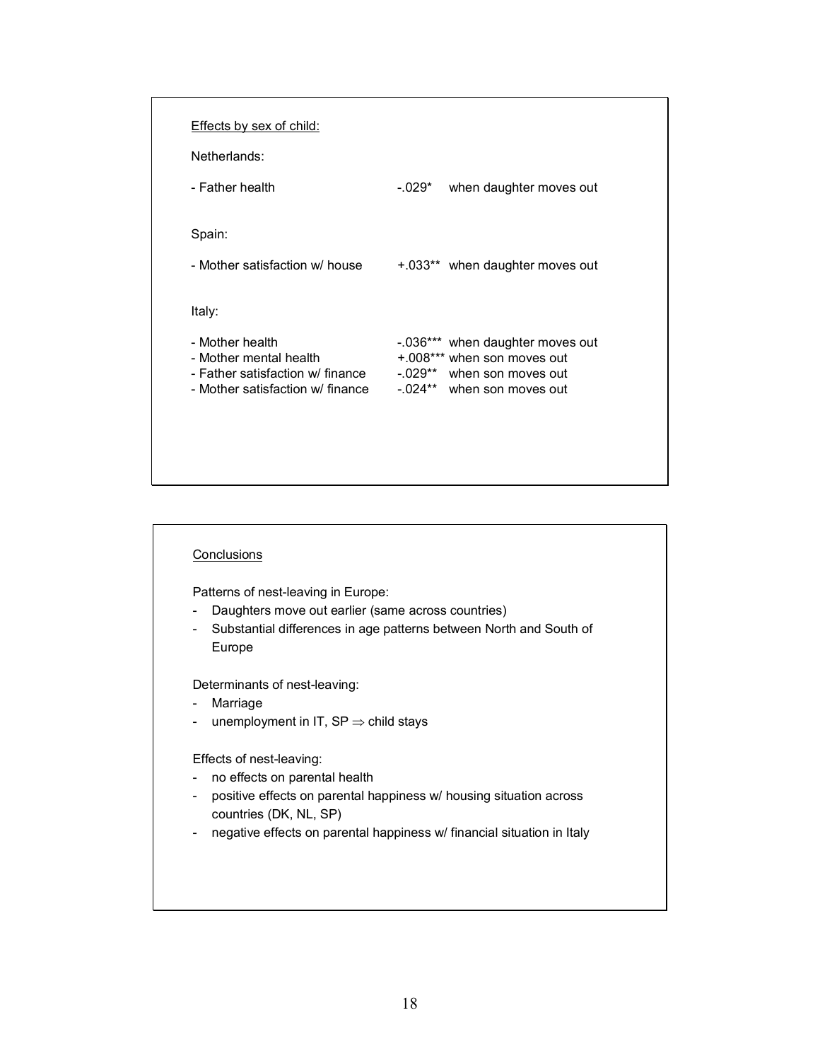Effects by sex of child:

Netherlands:

| | | |
|---|---|---|
| - Father health | -.029* | when daughter moves out |

Spain:

| | | |
|---|---|---|
| - Mother satisfaction w/ house | +.033** | when daughter moves out |

Italy:

| | | |
|---|---|---|
| - Mother health | -.036*** | when daughter moves out |
| - Mother mental health | +.008*** | when son moves out |
| - Father satisfaction w/ finance | -.029** | when son moves out |
| - Mother satisfaction w/ finance | -.024** | when son moves out |

Conclusions

Patterns of nest-leaving in Europe:

- Daughters move out earlier (same across countries)
- Substantial differences in age patterns between North and South of Europe

Determinants of nest-leaving:

- Marriage
- unemployment in IT, SP $\Rightarrow$ child stays

Effects of nest-leaving:

- no effects on parental health
- positive effects on parental happiness w/ housing situation across countries (DK, NL, SP)
- negative effects on parental happiness w/ financial situation in Italy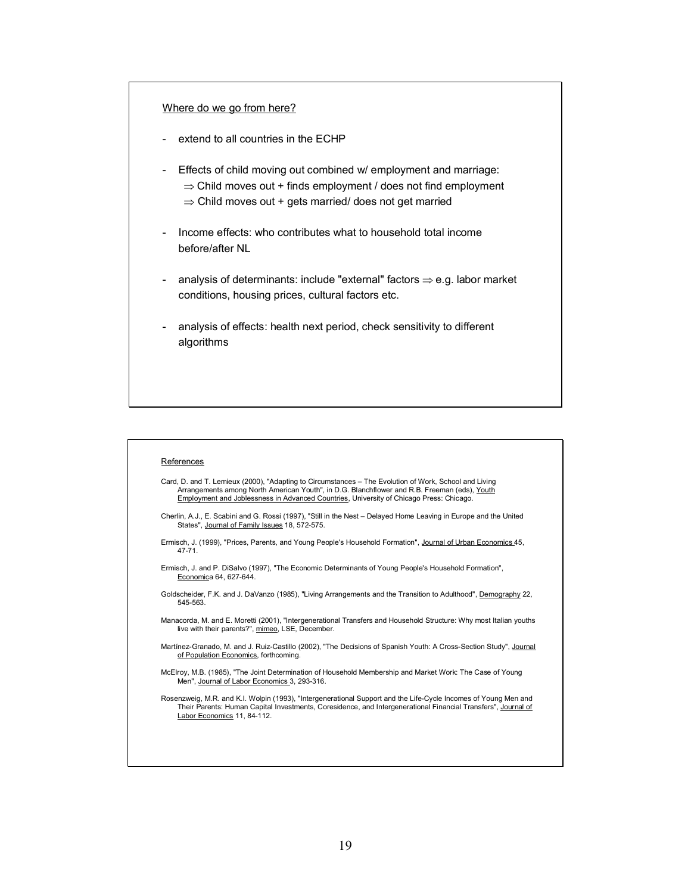## Where do we go from here?

- extend to all countries in the ECHP
- Effects of child moving out combined w/ employment and marriage:
  - ⇒ Child moves out + finds employment / does not find employment
  - ⇒ Child moves out + gets married/ does not get married
- Income effects: who contributes what to household total income before/after NL
- analysis of determinants: include "external" factors ⇒ e.g. labor market conditions, housing prices, cultural factors etc.
- analysis of effects: health next period, check sensitivity to different algorithms

## References

Card, D. and T. Lemieux (2000), "Adapting to Circumstances – The Evolution of Work, School and Living Arrangements among North American Youth", in D.G. Blanchflower and R.B. Freeman (eds), Youth Employment and Joblessness in Advanced Countries, University of Chicago Press: Chicago.

Cherlin, A.J., E. Scabini and G. Rossi (1997), "Still in the Nest – Delayed Home Leaving in Europe and the United States", Journal of Family Issues 18, 572-575.

Ermisch, J. (1999), "Prices, Parents, and Young People's Household Formation", Journal of Urban Economics 45, 47-71.

Ermisch, J. and P. DiSalvo (1997), "The Economic Determinants of Young People's Household Formation", Economica 64, 627-644.

Goldscheider, F.K. and J. DaVanzo (1985), "Living Arrangements and the Transition to Adulthood", Demography 22, 545-563.

Manacorda, M. and E. Moretti (2001), "Intergenerational Transfers and Household Structure: Why most Italian youths live with their parents?", mimeo, LSE, December.

Martínez-Granado, M. and J. Ruiz-Castillo (2002), "The Decisions of Spanish Youth: A Cross-Section Study", Journal of Population Economics, forthcoming.

McElroy, M.B. (1985), "The Joint Determination of Household Membership and Market Work: The Case of Young Men", Journal of Labor Economics 3, 293-316.

Rosenzweig, M.R. and K.I. Wolpin (1993), "Intergenerational Support and the Life-Cycle Incomes of Young Men and Their Parents: Human Capital Investments, Coresidence, and Intergenerational Financial Transfers", Journal of Labor Economics 11, 84-112.